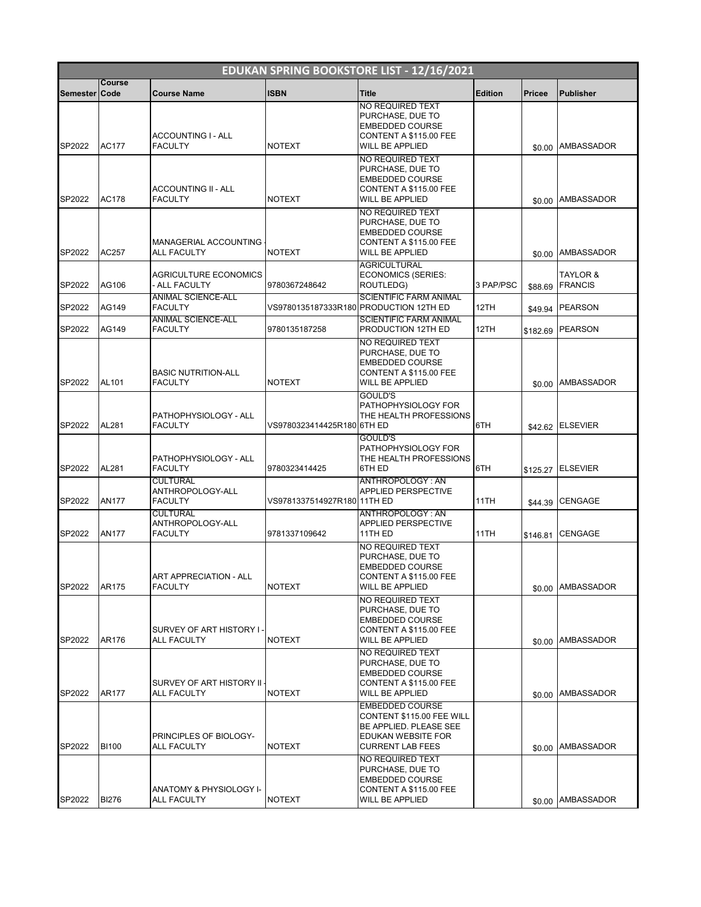# EDUKAN SPRING BOOKSTORE LIST - 12/16/2021

| Semester | Course Code | Course Name | ISBN | Title | Edition | Pricee | Publisher |
|---|---|---|---|---|---|---|---|
| SP2022 | AC177 | ACCOUNTING I - ALL FACULTY | NOTEXT | NO REQUIRED TEXT PURCHASE, DUE TO EMBEDDED COURSE CONTENT A $115.00 FEE WILL BE APPLIED | | $0.00 | AMBASSADOR |
| SP2022 | AC178 | ACCOUNTING II - ALL FACULTY | NOTEXT | NO REQUIRED TEXT PURCHASE, DUE TO EMBEDDED COURSE CONTENT A $115.00 FEE WILL BE APPLIED | | $0.00 | AMBASSADOR |
| SP2022 | AC257 | MANAGERIAL ACCOUNTING - ALL FACULTY | NOTEXT | NO REQUIRED TEXT PURCHASE, DUE TO EMBEDDED COURSE CONTENT A $115.00 FEE WILL BE APPLIED | | $0.00 | AMBASSADOR |
| SP2022 | AG106 | AGRICULTURE ECONOMICS - ALL FACULTY | 9780367248642 | AGRICULTURAL ECONOMICS (SERIES: ROUTLEDG) | 3 PAP/PSC | $88.69 | TAYLOR & FRANCIS |
| SP2022 | AG149 | ANIMAL SCIENCE-ALL FACULTY | VS9780135187333R180 | SCIENTIFIC FARM ANIMAL PRODUCTION 12TH ED | 12TH | $49.94 | PEARSON |
| SP2022 | AG149 | ANIMAL SCIENCE-ALL FACULTY | 9780135187258 | SCIENTIFIC FARM ANIMAL PRODUCTION 12TH ED | 12TH | $182.69 | PEARSON |
| SP2022 | AL101 | BASIC NUTRITION-ALL FACULTY | NOTEXT | NO REQUIRED TEXT PURCHASE, DUE TO EMBEDDED COURSE CONTENT A $115.00 FEE WILL BE APPLIED | | $0.00 | AMBASSADOR |
| SP2022 | AL281 | PATHOPHYSIOLOGY - ALL FACULTY | VS9780323414425R180 | GOULD'S PATHOPHYSIOLOGY FOR THE HEALTH PROFESSIONS 6TH ED | 6TH | $42.62 | ELSEVIER |
| SP2022 | AL281 | PATHOPHYSIOLOGY - ALL FACULTY | 9780323414425 | GOULD'S PATHOPHYSIOLOGY FOR THE HEALTH PROFESSIONS 6TH ED | 6TH | $125.27 | ELSEVIER |
| SP2022 | AN177 | CULTURAL ANTHROPOLOGY-ALL FACULTY | VS9781337514927R180 | ANTHROPOLOGY : AN APPLIED PERSPECTIVE 11TH ED | 11TH | $44.39 | CENGAGE |
| SP2022 | AN177 | CULTURAL ANTHROPOLOGY-ALL FACULTY | 9781337109642 | ANTHROPOLOGY : AN APPLIED PERSPECTIVE 11TH ED | 11TH | $146.81 | CENGAGE |
| SP2022 | AR175 | ART APPRECIATION - ALL FACULTY | NOTEXT | NO REQUIRED TEXT PURCHASE, DUE TO EMBEDDED COURSE CONTENT A $115.00 FEE WILL BE APPLIED | | $0.00 | AMBASSADOR |
| SP2022 | AR176 | SURVEY OF ART HISTORY I - ALL FACULTY | NOTEXT | NO REQUIRED TEXT PURCHASE, DUE TO EMBEDDED COURSE CONTENT A $115.00 FEE WILL BE APPLIED | | $0.00 | AMBASSADOR |
| SP2022 | AR177 | SURVEY OF ART HISTORY II - ALL FACULTY | NOTEXT | NO REQUIRED TEXT PURCHASE, DUE TO EMBEDDED COURSE CONTENT A $115.00 FEE WILL BE APPLIED | | $0.00 | AMBASSADOR |
| SP2022 | BI100 | PRINCIPLES OF BIOLOGY-ALL FACULTY | NOTEXT | EMBEDDED COURSE CONTENT $115.00 FEE WILL BE APPLIED. PLEASE SEE EDUKAN WEBSITE FOR CURRENT LAB FEES | | $0.00 | AMBASSADOR |
| SP2022 | BI276 | ANATOMY & PHYSIOLOGY I-ALL FACULTY | NOTEXT | NO REQUIRED TEXT PURCHASE, DUE TO EMBEDDED COURSE CONTENT A $115.00 FEE WILL BE APPLIED | | $0.00 | AMBASSADOR |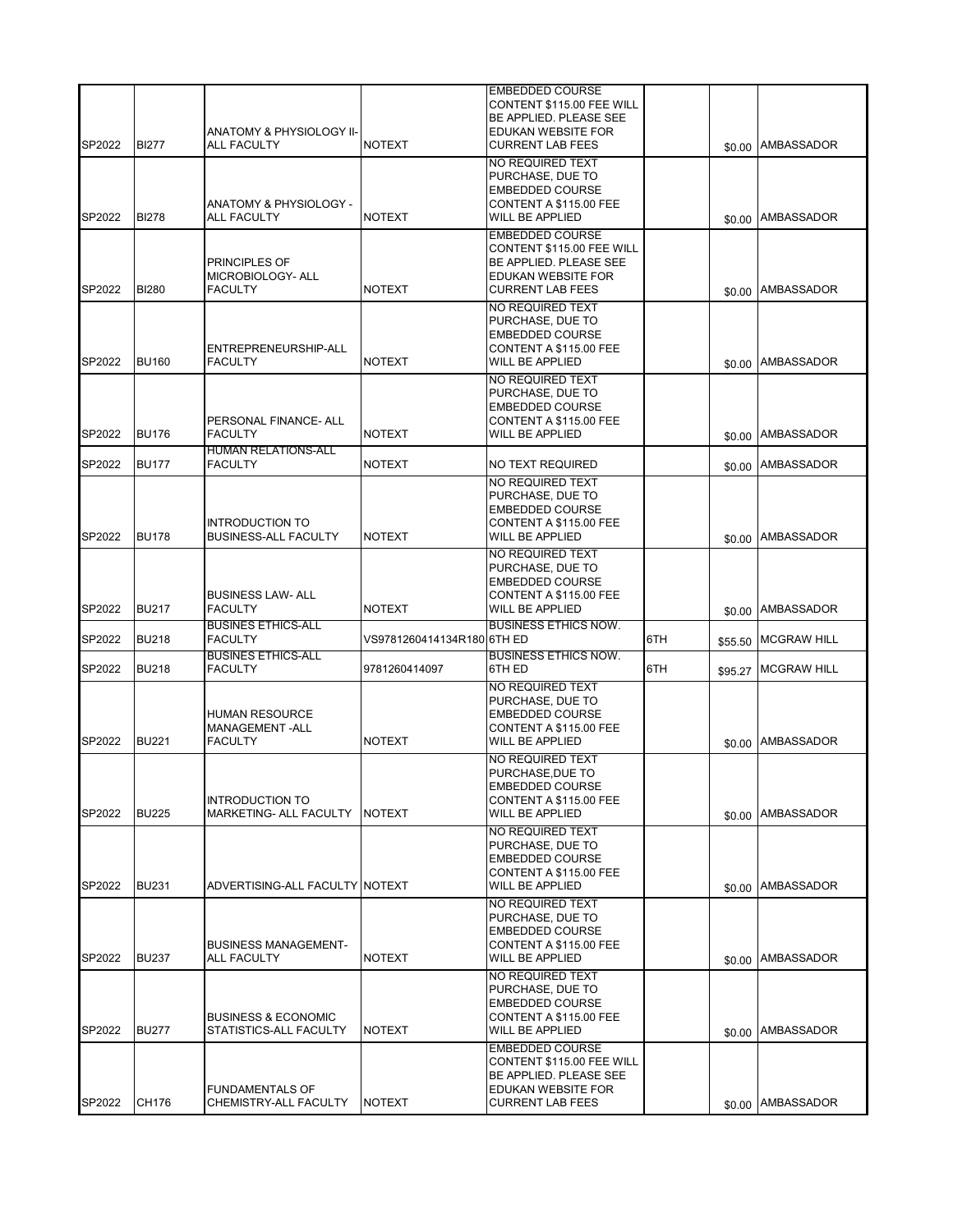| SP2022 | BI277 | ANATOMY & PHYSIOLOGY II-ALL FACULTY | NOTEXT | EMBEDDED COURSE CONTENT $115.00 FEE WILL BE APPLIED. PLEASE SEE EDUKAN WEBSITE FOR CURRENT LAB FEES | | $0.00 | AMBASSADOR |
|---|---|---|---|---|---|---|---|
| SP2022 | BI278 | ANATOMY & PHYSIOLOGY - ALL FACULTY | NOTEXT | NO REQUIRED TEXT PURCHASE, DUE TO EMBEDDED COURSE CONTENT A $115.00 FEE WILL BE APPLIED | | $0.00 | AMBASSADOR |
| SP2022 | BI280 | PRINCIPLES OF MICROBIOLOGY- ALL FACULTY | NOTEXT | EMBEDDED COURSE CONTENT $115.00 FEE WILL BE APPLIED. PLEASE SEE EDUKAN WEBSITE FOR CURRENT LAB FEES | | $0.00 | AMBASSADOR |
| SP2022 | BU160 | ENTREPRENEURSHIP-ALL FACULTY | NOTEXT | NO REQUIRED TEXT PURCHASE, DUE TO EMBEDDED COURSE CONTENT A $115.00 FEE WILL BE APPLIED | | $0.00 | AMBASSADOR |
| SP2022 | BU176 | PERSONAL FINANCE- ALL FACULTY | NOTEXT | NO REQUIRED TEXT PURCHASE, DUE TO EMBEDDED COURSE CONTENT A $115.00 FEE WILL BE APPLIED | | $0.00 | AMBASSADOR |
| SP2022 | BU177 | HUMAN RELATIONS-ALL FACULTY | NOTEXT | NO TEXT REQUIRED | | $0.00 | AMBASSADOR |
| SP2022 | BU178 | INTRODUCTION TO BUSINESS-ALL FACULTY | NOTEXT | NO REQUIRED TEXT PURCHASE, DUE TO EMBEDDED COURSE CONTENT A $115.00 FEE WILL BE APPLIED | | $0.00 | AMBASSADOR |
| SP2022 | BU217 | BUSINESS LAW- ALL FACULTY | NOTEXT | NO REQUIRED TEXT PURCHASE, DUE TO EMBEDDED COURSE CONTENT A $115.00 FEE WILL BE APPLIED | | $0.00 | AMBASSADOR |
| SP2022 | BU218 | BUSINES ETHICS-ALL FACULTY | VS9781260414134R180 | BUSINESS ETHICS NOW. 6TH ED | 6TH | $55.50 | MCGRAW HILL |
| SP2022 | BU218 | BUSINES ETHICS-ALL FACULTY | 9781260414097 | BUSINESS ETHICS NOW. 6TH ED | 6TH | $95.27 | MCGRAW HILL |
| SP2022 | BU221 | HUMAN RESOURCE MANAGEMENT -ALL FACULTY | NOTEXT | NO REQUIRED TEXT PURCHASE, DUE TO EMBEDDED COURSE CONTENT A $115.00 FEE WILL BE APPLIED | | $0.00 | AMBASSADOR |
| SP2022 | BU225 | INTRODUCTION TO MARKETING- ALL FACULTY | NOTEXT | NO REQUIRED TEXT PURCHASE,DUE TO EMBEDDED COURSE CONTENT A $115.00 FEE WILL BE APPLIED | | $0.00 | AMBASSADOR |
| SP2022 | BU231 | ADVERTISING-ALL FACULTY | NOTEXT | NO REQUIRED TEXT PURCHASE, DUE TO EMBEDDED COURSE CONTENT A $115.00 FEE WILL BE APPLIED | | $0.00 | AMBASSADOR |
| SP2022 | BU237 | BUSINESS MANAGEMENT-ALL FACULTY | NOTEXT | NO REQUIRED TEXT PURCHASE, DUE TO EMBEDDED COURSE CONTENT A $115.00 FEE WILL BE APPLIED | | $0.00 | AMBASSADOR |
| SP2022 | BU277 | BUSINESS & ECONOMIC STATISTICS-ALL FACULTY | NOTEXT | NO REQUIRED TEXT PURCHASE, DUE TO EMBEDDED COURSE CONTENT A $115.00 FEE WILL BE APPLIED | | $0.00 | AMBASSADOR |
| SP2022 | CH176 | FUNDAMENTALS OF CHEMISTRY-ALL FACULTY | NOTEXT | EMBEDDED COURSE CONTENT $115.00 FEE WILL BE APPLIED. PLEASE SEE EDUKAN WEBSITE FOR CURRENT LAB FEES | | $0.00 | AMBASSADOR |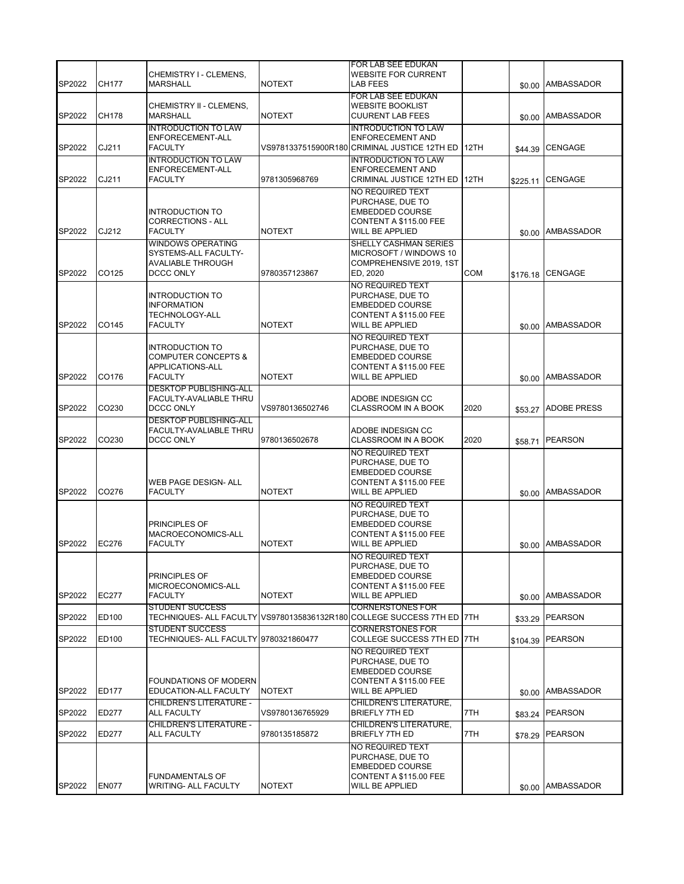| | | | | | | | |
|---|---|---|---|---|---|---|---|
| SP2022 | CH177 | CHEMISTRY I - CLEMENS, MARSHALL | NOTEXT | FOR LAB SEE EDUKAN WEBSITE FOR CURRENT LAB FEES | | $0.00 | AMBASSADOR |
| SP2022 | CH178 | CHEMISTRY II - CLEMENS, MARSHALL | NOTEXT | FOR LAB SEE EDUKAN WEBSITE BOOKLIST CUURENT LAB FEES | | $0.00 | AMBASSADOR |
| SP2022 | CJ211 | INTRODUCTION TO LAW ENFORECEMENT-ALL FACULTY | VS9781337515900R180 | INTRODUCTION TO LAW ENFORECEMENT AND CRIMINAL JUSTICE 12TH ED | 12TH | $44.39 | CENGAGE |
| SP2022 | CJ211 | INTRODUCTION TO LAW ENFORECEMENT-ALL FACULTY | 9781305968769 | INTRODUCTION TO LAW ENFORECEMENT AND CRIMINAL JUSTICE 12TH ED | 12TH | $225.11 | CENGAGE |
| SP2022 | CJ212 | INTRODUCTION TO CORRECTIONS - ALL FACULTY | NOTEXT | NO REQUIRED TEXT PURCHASE, DUE TO EMBEDDED COURSE CONTENT A $115.00 FEE WILL BE APPLIED | | $0.00 | AMBASSADOR |
| SP2022 | CO125 | WINDOWS OPERATING SYSTEMS-ALL FACULTY-AVALIABLE THROUGH DCCC ONLY | 9780357123867 | SHELLY CASHMAN SERIES MICROSOFT / WINDOWS 10 COMPREHENSIVE 2019, 1ST ED, 2020 | COM | $176.18 | CENGAGE |
| SP2022 | CO145 | INTRODUCTION TO INFORMATION TECHNOLOGY-ALL FACULTY | NOTEXT | NO REQUIRED TEXT PURCHASE, DUE TO EMBEDDED COURSE CONTENT A $115.00 FEE WILL BE APPLIED | | $0.00 | AMBASSADOR |
| SP2022 | CO176 | INTRODUCTION TO COMPUTER CONCEPTS & APPLICATIONS-ALL FACULTY | NOTEXT | NO REQUIRED TEXT PURCHASE, DUE TO EMBEDDED COURSE CONTENT A $115.00 FEE WILL BE APPLIED | | $0.00 | AMBASSADOR |
| SP2022 | CO230 | DESKTOP PUBLISHING-ALL FACULTY-AVALIABLE THRU DCCC ONLY | VS9780136502746 | ADOBE INDESIGN CC CLASSROOM IN A BOOK | 2020 | $53.27 | ADOBE PRESS |
| SP2022 | CO230 | DESKTOP PUBLISHING-ALL FACULTY-AVALIABLE THRU DCCC ONLY | 9780136502678 | ADOBE INDESIGN CC CLASSROOM IN A BOOK | 2020 | $58.71 | PEARSON |
| SP2022 | CO276 | WEB PAGE DESIGN- ALL FACULTY | NOTEXT | NO REQUIRED TEXT PURCHASE, DUE TO EMBEDDED COURSE CONTENT A $115.00 FEE WILL BE APPLIED | | $0.00 | AMBASSADOR |
| SP2022 | EC276 | PRINCIPLES OF MACROECONOMICS-ALL FACULTY | NOTEXT | NO REQUIRED TEXT PURCHASE, DUE TO EMBEDDED COURSE CONTENT A $115.00 FEE WILL BE APPLIED | | $0.00 | AMBASSADOR |
| SP2022 | EC277 | PRINCIPLES OF MICROECONOMICS-ALL FACULTY | NOTEXT | NO REQUIRED TEXT PURCHASE, DUE TO EMBEDDED COURSE CONTENT A $115.00 FEE WILL BE APPLIED | | $0.00 | AMBASSADOR |
| SP2022 | ED100 | STUDENT SUCCESS TECHNIQUES- ALL FACULTY | VS9780135836132R180 | CORNERSTONES FOR COLLEGE SUCCESS 7TH ED | 7TH | $33.29 | PEARSON |
| SP2022 | ED100 | STUDENT SUCCESS TECHNIQUES- ALL FACULTY | 9780321860477 | CORNERSTONES FOR COLLEGE SUCCESS 7TH ED | 7TH | $104.39 | PEARSON |
| SP2022 | ED177 | FOUNDATIONS OF MODERN EDUCATION-ALL FACULTY | NOTEXT | NO REQUIRED TEXT PURCHASE, DUE TO EMBEDDED COURSE CONTENT A $115.00 FEE WILL BE APPLIED | | $0.00 | AMBASSADOR |
| SP2022 | ED277 | CHILDREN'S LITERATURE - ALL FACULTY | VS9780136765929 | CHILDREN'S LITERATURE, BRIEFLY 7TH ED | 7TH | $83.24 | PEARSON |
| SP2022 | ED277 | CHILDREN'S LITERATURE - ALL FACULTY | 9780135185872 | CHILDREN'S LITERATURE, BRIEFLY 7TH ED | 7TH | $78.29 | PEARSON |
| SP2022 | EN077 | FUNDAMENTALS OF WRITING- ALL FACULTY | NOTEXT | NO REQUIRED TEXT PURCHASE, DUE TO EMBEDDED COURSE CONTENT A $115.00 FEE WILL BE APPLIED | | $0.00 | AMBASSADOR |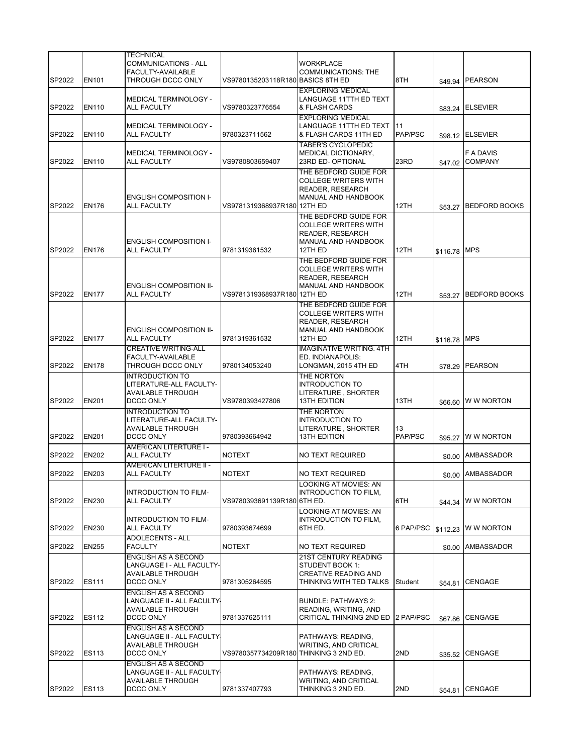| SP2022 | EN101 | TECHNICAL COMMUNICATIONS - ALL FACULTY-AVAILABLE THROUGH DCCC ONLY | VS9780135203118R180 | WORKPLACE COMMUNICATIONS: THE BASICS 8TH ED | 8TH | $49.94 | PEARSON |
|---|---|---|---|---|---|---|---|
| SP2022 | EN110 | MEDICAL TERMINOLOGY - ALL FACULTY | VS9780323776554 | EXPLORING MEDICAL LANGUAGE 11TTH ED TEXT & FLASH CARDS | | $83.24 | ELSEVIER |
| SP2022 | EN110 | MEDICAL TERMINOLOGY - ALL FACULTY | 9780323711562 | EXPLORING MEDICAL LANGUAGE 11TTH ED TEXT & FLASH CARDS 11TH ED | 11 PAP/PSC | $98.12 | ELSEVIER |
| SP2022 | EN110 | MEDICAL TERMINOLOGY - ALL FACULTY | VS9780803659407 | TABER'S CYCLOPEDIC MEDICAL DICTIONARY, 23RD ED- OPTIONAL | 23RD | $47.02 | F A DAVIS COMPANY |
| SP2022 | EN176 | ENGLISH COMPOSITION I- ALL FACULTY | VS9781319368937R180 | THE BEDFORD GUIDE FOR COLLEGE WRITERS WITH READER, RESEARCH MANUAL AND HANDBOOK 12TH ED | 12TH | $53.27 | BEDFORD BOOKS |
| SP2022 | EN176 | ENGLISH COMPOSITION I- ALL FACULTY | 9781319361532 | THE BEDFORD GUIDE FOR COLLEGE WRITERS WITH READER, RESEARCH MANUAL AND HANDBOOK 12TH ED | 12TH | $116.78 | MPS |
| SP2022 | EN177 | ENGLISH COMPOSITION II- ALL FACULTY | VS9781319368937R180 | THE BEDFORD GUIDE FOR COLLEGE WRITERS WITH READER, RESEARCH MANUAL AND HANDBOOK 12TH ED | 12TH | $53.27 | BEDFORD BOOKS |
| SP2022 | EN177 | ENGLISH COMPOSITION II- ALL FACULTY | 9781319361532 | THE BEDFORD GUIDE FOR COLLEGE WRITERS WITH READER, RESEARCH MANUAL AND HANDBOOK 12TH ED | 12TH | $116.78 | MPS |
| SP2022 | EN178 | CREATIVE WRITING-ALL FACULTY-AVAILABLE THROUGH DCCC ONLY | 9780134053240 | IMAGINATIVE WRITING. 4TH ED. INDIANAPOLIS: LONGMAN, 2015 4TH ED | 4TH | $78.29 | PEARSON |
| SP2022 | EN201 | INTRODUCTION TO LITERATURE-ALL FACULTY-AVAILABLE THROUGH DCCC ONLY | VS9780393427806 | THE NORTON INTRODUCTION TO LITERATURE , SHORTER 13TH EDITION | 13TH | $66.60 | W W NORTON |
| SP2022 | EN201 | INTRODUCTION TO LITERATURE-ALL FACULTY-AVAILABLE THROUGH DCCC ONLY | 9780393664942 | THE NORTON INTRODUCTION TO LITERATURE , SHORTER 13TH EDITION | 13 PAP/PSC | $95.27 | W W NORTON |
| SP2022 | EN202 | AMERICAN LITERTURE I - ALL FACULTY | NOTEXT | NO TEXT REQUIRED | | $0.00 | AMBASSADOR |
| SP2022 | EN203 | AMERICAN LITERTURE II - ALL FACULTY | NOTEXT | NO TEXT REQUIRED | | $0.00 | AMBASSADOR |
| SP2022 | EN230 | INTRODUCTION TO FILM- ALL FACULTY | VS9780393691139R180 | LOOKING AT MOVIES: AN INTRODUCTION TO FILM, 6TH ED. | 6TH | $44.34 | W W NORTON |
| SP2022 | EN230 | INTRODUCTION TO FILM- ALL FACULTY | 9780393674699 | LOOKING AT MOVIES: AN INTRODUCTION TO FILM, 6TH ED. | 6 PAP/PSC | $112.23 | W W NORTON |
| SP2022 | EN255 | ADOLECENTS - ALL FACULTY | NOTEXT | NO TEXT REQUIRED | | $0.00 | AMBASSADOR |
| SP2022 | ES111 | ENGLISH AS A SECOND LANGUAGE I - ALL FACULTY-AVAILABLE THROUGH DCCC ONLY | 9781305264595 | 21ST CENTURY READING STUDENT BOOK 1: CREATIVE READING AND THINKING WITH TED TALKS | Student | $54.81 | CENGAGE |
| SP2022 | ES112 | ENGLISH AS A SECOND LANGUAGE II - ALL FACULTY-AVAILABLE THROUGH DCCC ONLY | 9781337625111 | BUNDLE: PATHWAYS 2: READING, WRITING, AND CRITICAL THINKING 2ND ED | 2 PAP/PSC | $67.86 | CENGAGE |
| SP2022 | ES113 | ENGLISH AS A SECOND LANGUAGE II - ALL FACULTY-AVAILABLE THROUGH DCCC ONLY | VS9780357734209R180 | PATHWAYS: READING, WRITING, AND CRITICAL THINKING 3 2ND ED. | 2ND | $35.52 | CENGAGE |
| SP2022 | ES113 | ENGLISH AS A SECOND LANGUAGE II - ALL FACULTY-AVAILABLE THROUGH DCCC ONLY | 9781337407793 | PATHWAYS: READING, WRITING, AND CRITICAL THINKING 3 2ND ED. | 2ND | $54.81 | CENGAGE |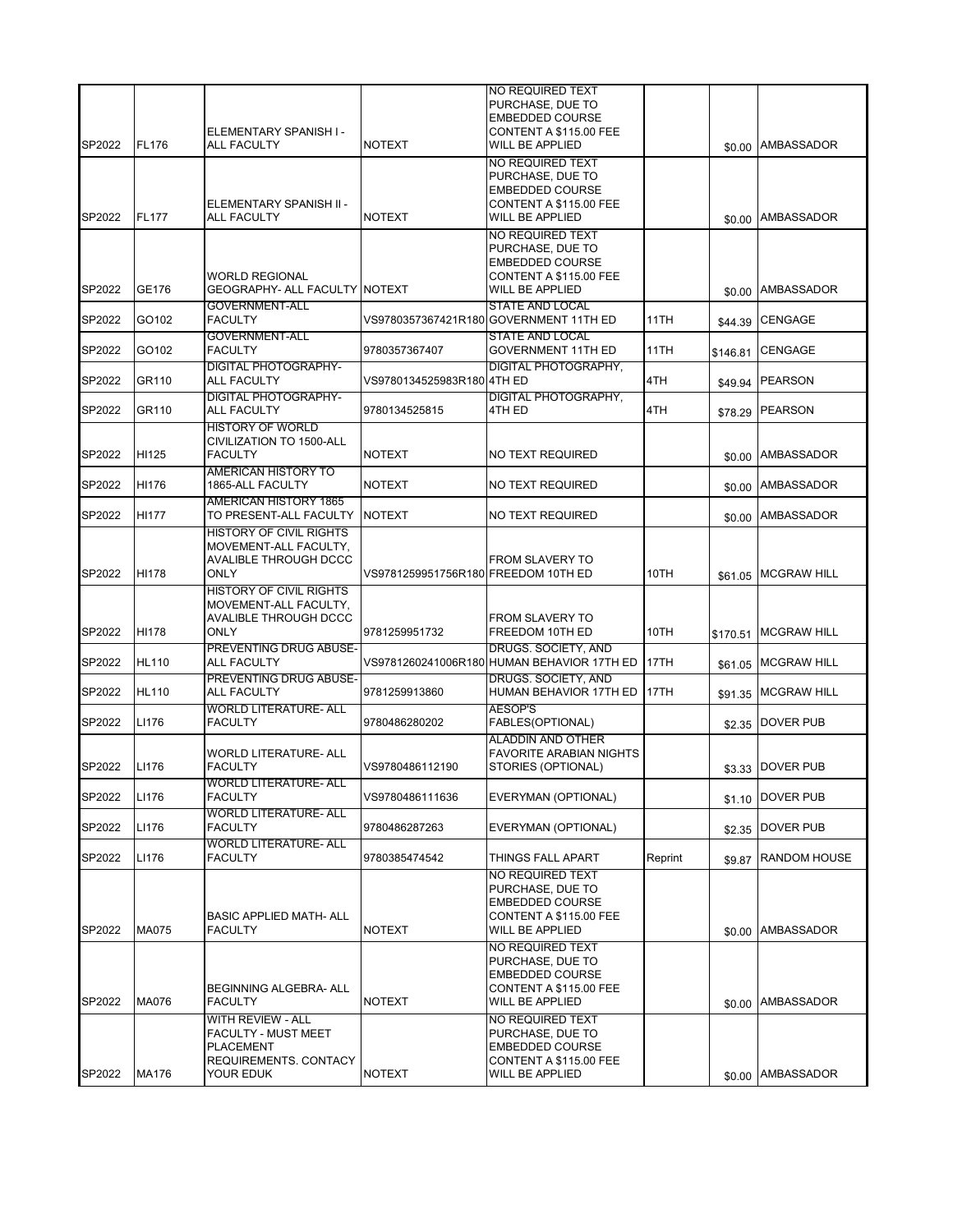| SP2022 | FL176 | ELEMENTARY SPANISH I - ALL FACULTY | NOTEXT | NO REQUIRED TEXT PURCHASE, DUE TO EMBEDDED COURSE CONTENT A $115.00 FEE WILL BE APPLIED | | $0.00 | AMBASSADOR |
|---|---|---|---|---|---|---|---|
| SP2022 | FL177 | ELEMENTARY SPANISH II - ALL FACULTY | NOTEXT | NO REQUIRED TEXT PURCHASE, DUE TO EMBEDDED COURSE CONTENT A $115.00 FEE WILL BE APPLIED | | $0.00 | AMBASSADOR |
| SP2022 | GE176 | WORLD REGIONAL GEOGRAPHY- ALL FACULTY | NOTEXT | NO REQUIRED TEXT PURCHASE, DUE TO EMBEDDED COURSE CONTENT A $115.00 FEE WILL BE APPLIED | | $0.00 | AMBASSADOR |
| SP2022 | GO102 | GOVERNMENT-ALL FACULTY | VS9780357367421R180 | STATE AND LOCAL GOVERNMENT 11TH ED | 11TH | $44.39 | CENGAGE |
| SP2022 | GO102 | GOVERNMENT-ALL FACULTY | 9780357367407 | STATE AND LOCAL GOVERNMENT 11TH ED | 11TH | $146.81 | CENGAGE |
| SP2022 | GR110 | DIGITAL PHOTOGRAPHY- ALL FACULTY | VS9780134525983R180 | DIGITAL PHOTOGRAPHY, 4TH ED | 4TH | $49.94 | PEARSON |
| SP2022 | GR110 | DIGITAL PHOTOGRAPHY- ALL FACULTY | 9780134525815 | DIGITAL PHOTOGRAPHY, 4TH ED | 4TH | $78.29 | PEARSON |
| SP2022 | HI125 | HISTORY OF WORLD CIVILIZATION TO 1500-ALL FACULTY | NOTEXT | NO TEXT REQUIRED | | $0.00 | AMBASSADOR |
| SP2022 | HI176 | AMERICAN HISTORY TO 1865-ALL FACULTY | NOTEXT | NO TEXT REQUIRED | | $0.00 | AMBASSADOR |
| SP2022 | HI177 | AMERICAN HISTORY 1865 TO PRESENT-ALL FACULTY | NOTEXT | NO TEXT REQUIRED | | $0.00 | AMBASSADOR |
| SP2022 | HI178 | HISTORY OF CIVIL RIGHTS MOVEMENT-ALL FACULTY, AVALIBLE THROUGH DCCC ONLY | VS9781259951756R180 | FROM SLAVERY TO FREEDOM 10TH ED | 10TH | $61.05 | MCGRAW HILL |
| SP2022 | HI178 | HISTORY OF CIVIL RIGHTS MOVEMENT-ALL FACULTY, AVALIBLE THROUGH DCCC ONLY | 9781259951732 | FROM SLAVERY TO FREEDOM 10TH ED | 10TH | $170.51 | MCGRAW HILL |
| SP2022 | HL110 | PREVENTING DRUG ABUSE-ALL FACULTY | VS9781260241006R180 | DRUGS. SOCIETY, AND HUMAN BEHAVIOR 17TH ED | 17TH | $61.05 | MCGRAW HILL |
| SP2022 | HL110 | PREVENTING DRUG ABUSE-ALL FACULTY | 9781259913860 | DRUGS. SOCIETY, AND HUMAN BEHAVIOR 17TH ED | 17TH | $91.35 | MCGRAW HILL |
| SP2022 | LI176 | WORLD LITERATURE- ALL FACULTY | 9780486280202 | AESOP'S FABLES(OPTIONAL) | | $2.35 | DOVER PUB |
| SP2022 | LI176 | WORLD LITERATURE- ALL FACULTY | VS9780486112190 | ALADDIN AND OTHER FAVORITE ARABIAN NIGHTS STORIES (OPTIONAL) | | $3.33 | DOVER PUB |
| SP2022 | LI176 | WORLD LITERATURE- ALL FACULTY | VS9780486111636 | EVERYMAN (OPTIONAL) | | $1.10 | DOVER PUB |
| SP2022 | LI176 | WORLD LITERATURE- ALL FACULTY | 9780486287263 | EVERYMAN (OPTIONAL) | | $2.35 | DOVER PUB |
| SP2022 | LI176 | WORLD LITERATURE- ALL FACULTY | 9780385474542 | THINGS FALL APART | Reprint | $9.87 | RANDOM HOUSE |
| SP2022 | MA075 | BASIC APPLIED MATH- ALL FACULTY | NOTEXT | NO REQUIRED TEXT PURCHASE, DUE TO EMBEDDED COURSE CONTENT A $115.00 FEE WILL BE APPLIED | | $0.00 | AMBASSADOR |
| SP2022 | MA076 | BEGINNING ALGEBRA- ALL FACULTY | NOTEXT | NO REQUIRED TEXT PURCHASE, DUE TO EMBEDDED COURSE CONTENT A $115.00 FEE WILL BE APPLIED | | $0.00 | AMBASSADOR |
| SP2022 | MA176 | WITH REVIEW - ALL FACULTY - MUST MEET PLACEMENT REQUIREMENTS. CONTACY YOUR EDUK | NOTEXT | NO REQUIRED TEXT PURCHASE, DUE TO EMBEDDED COURSE CONTENT A $115.00 FEE WILL BE APPLIED | | $0.00 | AMBASSADOR |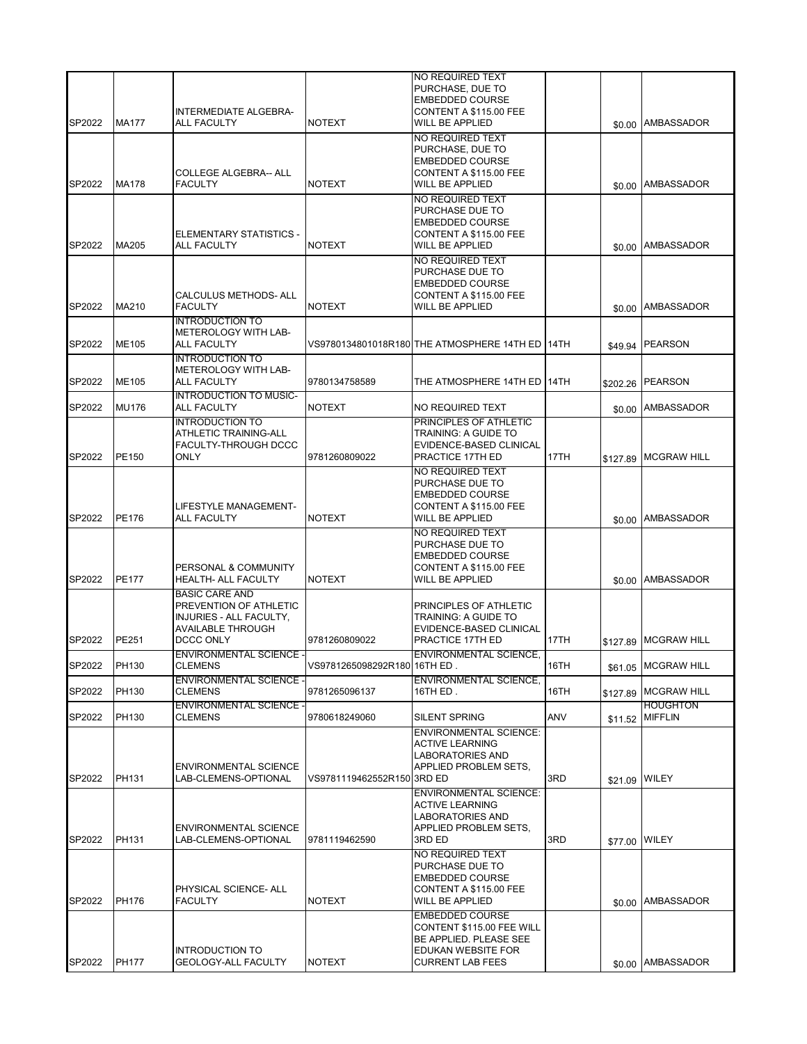| | | | | | | | |
|---|---|---|---|---|---|---|---|
| SP2022 | MA177 | INTERMEDIATE ALGEBRA-ALL FACULTY | NOTEXT | NO REQUIRED TEXT PURCHASE, DUE TO EMBEDDED COURSE CONTENT A $115.00 FEE WILL BE APPLIED | | $0.00 | AMBASSADOR |
| SP2022 | MA178 | COLLEGE ALGEBRA-- ALL FACULTY | NOTEXT | NO REQUIRED TEXT PURCHASE, DUE TO EMBEDDED COURSE CONTENT A $115.00 FEE WILL BE APPLIED | | $0.00 | AMBASSADOR |
| SP2022 | MA205 | ELEMENTARY STATISTICS - ALL FACULTY | NOTEXT | NO REQUIRED TEXT PURCHASE DUE TO EMBEDDED COURSE CONTENT A $115.00 FEE WILL BE APPLIED | | $0.00 | AMBASSADOR |
| SP2022 | MA210 | CALCULUS METHODS- ALL FACULTY | NOTEXT | NO REQUIRED TEXT PURCHASE DUE TO EMBEDDED COURSE CONTENT A $115.00 FEE WILL BE APPLIED | | $0.00 | AMBASSADOR |
| SP2022 | ME105 | INTRODUCTION TO METEROLOGY WITH LAB-ALL FACULTY | VS9780134801018R180 | THE ATMOSPHERE 14TH ED | 14TH | $49.94 | PEARSON |
| SP2022 | ME105 | INTRODUCTION TO METEROLOGY WITH LAB-ALL FACULTY | 9780134758589 | THE ATMOSPHERE 14TH ED | 14TH | $202.26 | PEARSON |
| SP2022 | MU176 | INTRODUCTION TO MUSIC-ALL FACULTY | NOTEXT | NO REQUIRED TEXT | | $0.00 | AMBASSADOR |
| SP2022 | PE150 | INTRODUCTION TO ATHLETIC TRAINING-ALL FACULTY-THROUGH DCCC ONLY | 9781260809022 | PRINCIPLES OF ATHLETIC TRAINING: A GUIDE TO EVIDENCE-BASED CLINICAL PRACTICE 17TH ED | 17TH | $127.89 | MCGRAW HILL |
| SP2022 | PE176 | LIFESTYLE MANAGEMENT-ALL FACULTY | NOTEXT | NO REQUIRED TEXT PURCHASE DUE TO EMBEDDED COURSE CONTENT A $115.00 FEE WILL BE APPLIED | | $0.00 | AMBASSADOR |
| SP2022 | PE177 | PERSONAL & COMMUNITY HEALTH- ALL FACULTY | NOTEXT | NO REQUIRED TEXT PURCHASE DUE TO EMBEDDED COURSE CONTENT A $115.00 FEE WILL BE APPLIED | | $0.00 | AMBASSADOR |
| SP2022 | PE251 | BASIC CARE AND PREVENTION OF ATHLETIC INJURIES - ALL FACULTY, AVAILABLE THROUGH DCCC ONLY | 9781260809022 | PRINCIPLES OF ATHLETIC TRAINING: A GUIDE TO EVIDENCE-BASED CLINICAL PRACTICE 17TH ED | 17TH | $127.89 | MCGRAW HILL |
| SP2022 | PH130 | ENVIRONMENTAL SCIENCE - CLEMENS | VS9781265098292R180 | ENVIRONMENTAL SCIENCE, 16TH ED . | 16TH | $61.05 | MCGRAW HILL |
| SP2022 | PH130 | ENVIRONMENTAL SCIENCE - CLEMENS | 9781265096137 | ENVIRONMENTAL SCIENCE, 16TH ED . | 16TH | $127.89 | MCGRAW HILL |
| SP2022 | PH130 | ENVIRONMENTAL SCIENCE - CLEMENS | 9780618249060 | SILENT SPRING | ANV | $11.52 | HOUGHTON MIFFLIN |
| SP2022 | PH131 | ENVIRONMENTAL SCIENCE LAB-CLEMENS-OPTIONAL | VS9781119462552R150 | ENVIRONMENTAL SCIENCE: ACTIVE LEARNING LABORATORIES AND APPLIED PROBLEM SETS, 3RD ED | 3RD | $21.09 | WILEY |
| SP2022 | PH131 | ENVIRONMENTAL SCIENCE LAB-CLEMENS-OPTIONAL | 9781119462590 | ENVIRONMENTAL SCIENCE: ACTIVE LEARNING LABORATORIES AND APPLIED PROBLEM SETS, 3RD ED | 3RD | $77.00 | WILEY |
| SP2022 | PH176 | PHYSICAL SCIENCE- ALL FACULTY | NOTEXT | NO REQUIRED TEXT PURCHASE DUE TO EMBEDDED COURSE CONTENT A $115.00 FEE WILL BE APPLIED | | $0.00 | AMBASSADOR |
| SP2022 | PH177 | INTRODUCTION TO GEOLOGY-ALL FACULTY | NOTEXT | EMBEDDED COURSE CONTENT $115.00 FEE WILL BE APPLIED. PLEASE SEE EDUKAN WEBSITE FOR CURRENT LAB FEES | | $0.00 | AMBASSADOR |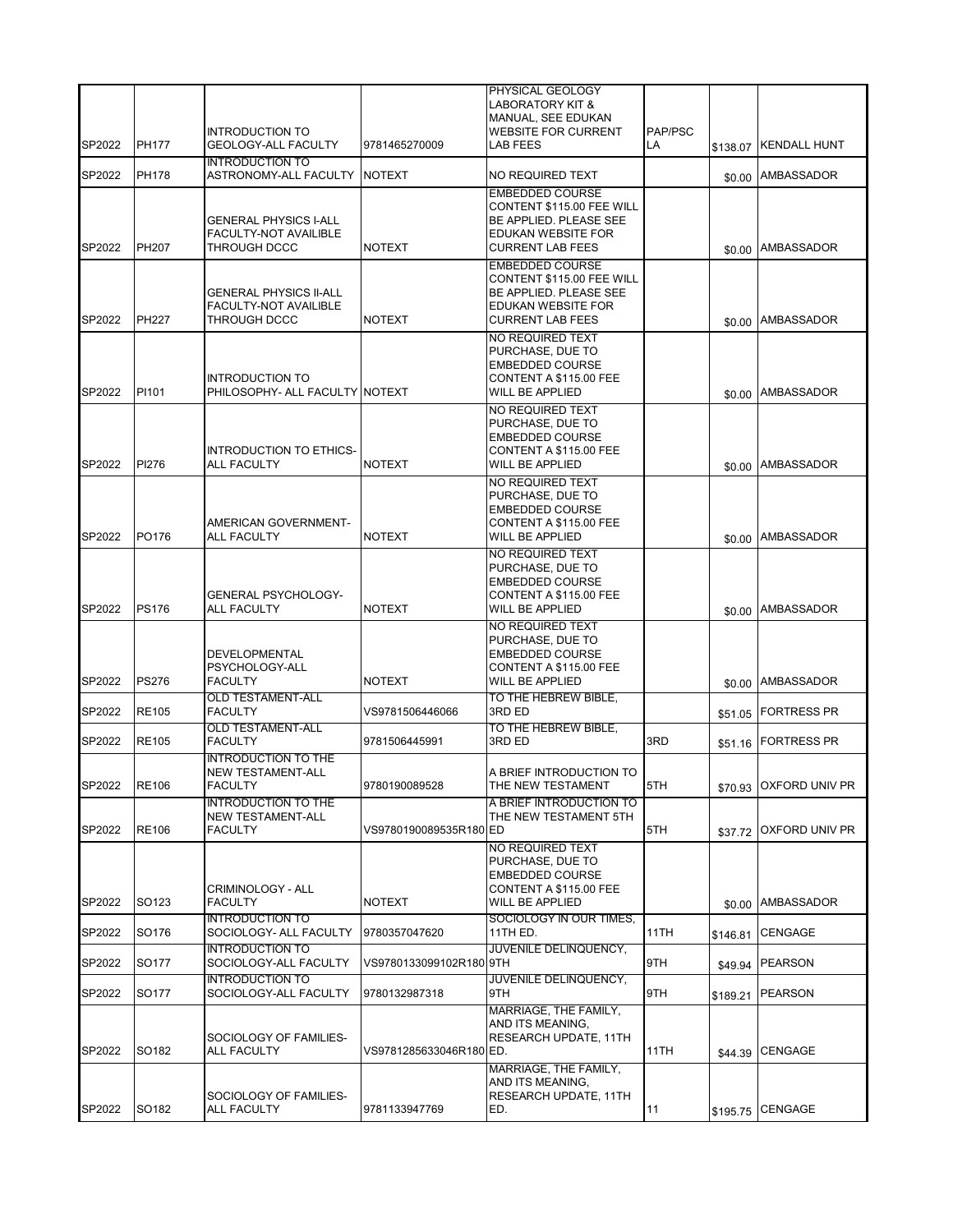| | | | | | | | |
|---|---|---|---|---|---|---|---|
| SP2022 | PH177 | INTRODUCTION TO GEOLOGY-ALL FACULTY | 9781465270009 | PHYSICAL GEOLOGY LABORATORY KIT & MANUAL, SEE EDUKAN WEBSITE FOR CURRENT LAB FEES | PAP/PSC LA | $138.07 | KENDALL HUNT |
| SP2022 | PH178 | INTRODUCTION TO ASTRONOMY-ALL FACULTY | NOTEXT | NO REQUIRED TEXT | | $0.00 | AMBASSADOR |
| SP2022 | PH207 | GENERAL PHYSICS I-ALL FACULTY-NOT AVAILIBLE THROUGH DCCC | NOTEXT | EMBEDDED COURSE CONTENT $115.00 FEE WILL BE APPLIED. PLEASE SEE EDUKAN WEBSITE FOR CURRENT LAB FEES | | $0.00 | AMBASSADOR |
| SP2022 | PH227 | GENERAL PHYSICS II-ALL FACULTY-NOT AVAILIBLE THROUGH DCCC | NOTEXT | EMBEDDED COURSE CONTENT $115.00 FEE WILL BE APPLIED. PLEASE SEE EDUKAN WEBSITE FOR CURRENT LAB FEES | | $0.00 | AMBASSADOR |
| SP2022 | PI101 | INTRODUCTION TO PHILOSOPHY- ALL FACULTY | NOTEXT | NO REQUIRED TEXT PURCHASE, DUE TO EMBEDDED COURSE CONTENT A $115.00 FEE WILL BE APPLIED | | $0.00 | AMBASSADOR |
| SP2022 | PI276 | INTRODUCTION TO ETHICS-ALL FACULTY | NOTEXT | NO REQUIRED TEXT PURCHASE, DUE TO EMBEDDED COURSE CONTENT A $115.00 FEE WILL BE APPLIED | | $0.00 | AMBASSADOR |
| SP2022 | PO176 | AMERICAN GOVERNMENT-ALL FACULTY | NOTEXT | NO REQUIRED TEXT PURCHASE, DUE TO EMBEDDED COURSE CONTENT A $115.00 FEE WILL BE APPLIED | | $0.00 | AMBASSADOR |
| SP2022 | PS176 | GENERAL PSYCHOLOGY-ALL FACULTY | NOTEXT | NO REQUIRED TEXT PURCHASE, DUE TO EMBEDDED COURSE CONTENT A $115.00 FEE WILL BE APPLIED | | $0.00 | AMBASSADOR |
| SP2022 | PS276 | DEVELOPMENTAL PSYCHOLOGY-ALL FACULTY | NOTEXT | NO REQUIRED TEXT PURCHASE, DUE TO EMBEDDED COURSE CONTENT A $115.00 FEE WILL BE APPLIED | | $0.00 | AMBASSADOR |
| SP2022 | RE105 | OLD TESTAMENT-ALL FACULTY | VS9781506446066 | TO THE HEBREW BIBLE, 3RD ED | | $51.05 | FORTRESS PR |
| SP2022 | RE105 | OLD TESTAMENT-ALL FACULTY | 9781506445991 | TO THE HEBREW BIBLE, 3RD ED | 3RD | $51.16 | FORTRESS PR |
| SP2022 | RE106 | INTRODUCTION TO THE NEW TESTAMENT-ALL FACULTY | 9780190089528 | A BRIEF INTRODUCTION TO THE NEW TESTAMENT | 5TH | $70.93 | OXFORD UNIV PR |
| SP2022 | RE106 | INTRODUCTION TO THE NEW TESTAMENT-ALL FACULTY | VS9780190089535R180 | A BRIEF INTRODUCTION TO THE NEW TESTAMENT 5TH ED | 5TH | $37.72 | OXFORD UNIV PR |
| SP2022 | SO123 | CRIMINOLOGY - ALL FACULTY | NOTEXT | NO REQUIRED TEXT PURCHASE, DUE TO EMBEDDED COURSE CONTENT A $115.00 FEE WILL BE APPLIED | | $0.00 | AMBASSADOR |
| SP2022 | SO176 | INTRODUCTION TO SOCIOLOGY- ALL FACULTY | 9780357047620 | SOCIOLOGY IN OUR TIMES, 11TH ED. | 11TH | $146.81 | CENGAGE |
| SP2022 | SO177 | INTRODUCTION TO SOCIOLOGY-ALL FACULTY | VS9780133099102R180 | JUVENILE DELINQUENCY, 9TH | 9TH | $49.94 | PEARSON |
| SP2022 | SO177 | INTRODUCTION TO SOCIOLOGY-ALL FACULTY | 9780132987318 | JUVENILE DELINQUENCY, 9TH | 9TH | $189.21 | PEARSON |
| SP2022 | SO182 | SOCIOLOGY OF FAMILIES-ALL FACULTY | VS9781285633046R180 | MARRIAGE, THE FAMILY, AND ITS MEANING, RESEARCH UPDATE, 11TH ED. | 11TH | $44.39 | CENGAGE |
| SP2022 | SO182 | SOCIOLOGY OF FAMILIES-ALL FACULTY | 9781133947769 | MARRIAGE, THE FAMILY, AND ITS MEANING, RESEARCH UPDATE, 11TH ED. | 11 | $195.75 | CENGAGE |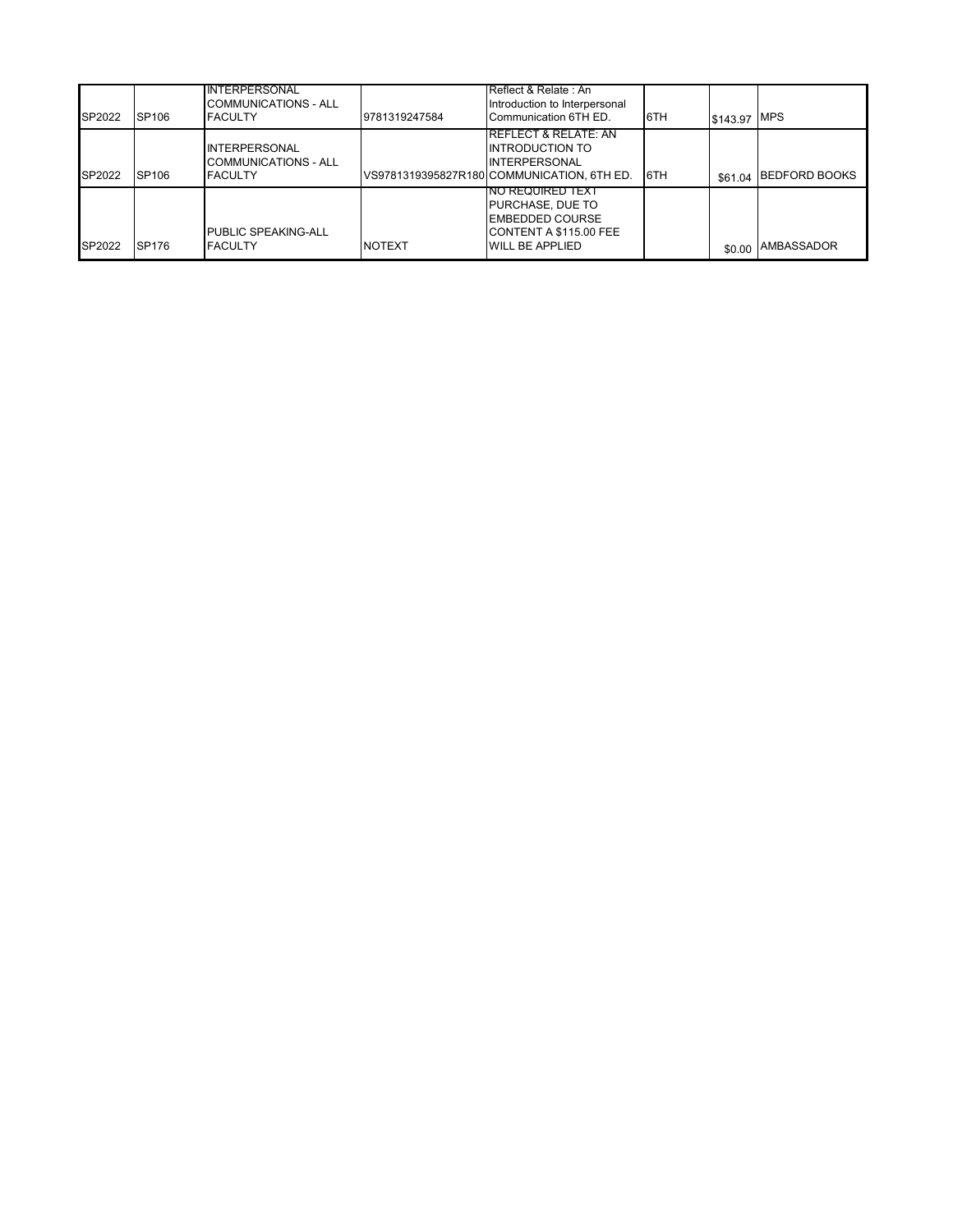| | | | | | | | |
|---|---|---|---|---|---|---|---|
| SP2022 | SP106 | INTERPERSONAL COMMUNICATIONS - ALL FACULTY | 9781319247584 | Reflect & Relate : An Introduction to Interpersonal Communication 6TH ED. | 6TH | $143.97 | MPS |
| SP2022 | SP106 | INTERPERSONAL COMMUNICATIONS - ALL FACULTY | VS9781319395827R180 | REFLECT & RELATE: AN INTRODUCTION TO INTERPERSONAL COMMUNICATION, 6TH ED. | 6TH | $61.04 | BEDFORD BOOKS |
| SP2022 | SP176 | PUBLIC SPEAKING-ALL FACULTY | NOTEXT | NO REQUIRED TEXT PURCHASE, DUE TO EMBEDDED COURSE CONTENT A $115.00 FEE WILL BE APPLIED | | $0.00 | AMBASSADOR |